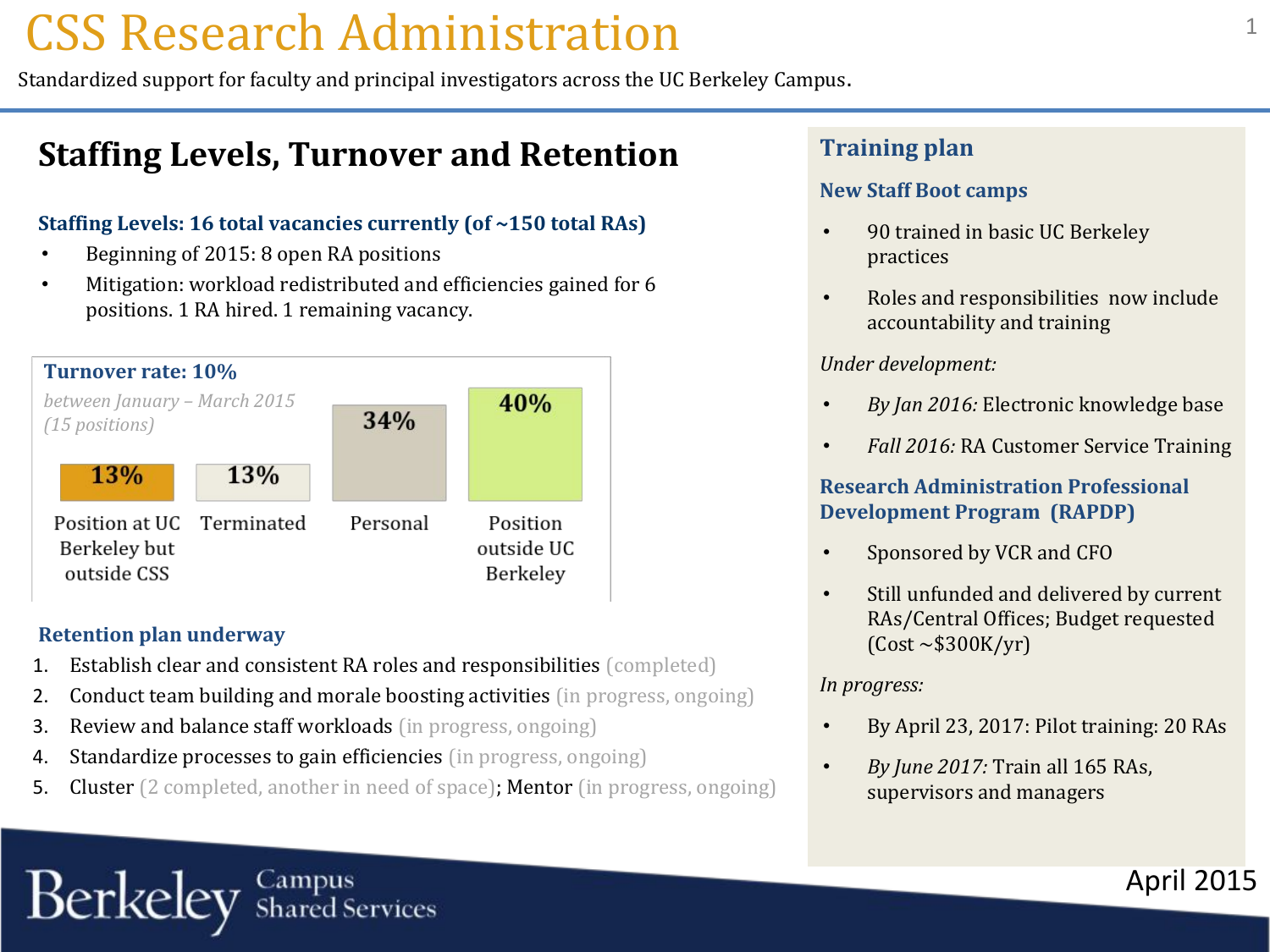# CSS Research Administration

Standardized support for faculty and principal investigators across the UC Berkeley Campus.

## Staffing Levels, Turnover and Retention

### Staffing Levels: 16 total vacancies currently (of ~150 total RAs)

- Beginning of 2015: 8 open RA positions
- Mitigation: workload redistributed and efficiencies gained for 6 positions. 1 RA hired. 1 remaining vacancy.

### Turnover rate: 10%

*between January – March 2015 (15 positions)*

| Position at UC Berkeley but outside CSS | Terminated | Personal | Position outside UC Berkeley |
|---|---|---|---|
| 13% | 13% | 34% | 40% |

### Retention plan underway

1. Establish clear and consistent RA roles and responsibilities (completed)
2. Conduct team building and morale boosting activities (in progress, ongoing)
3. Review and balance staff workloads (in progress, ongoing)
4. Standardize processes to gain efficiencies (in progress, ongoing)
5. Cluster (2 completed, another in need of space); Mentor (in progress, ongoing)

## Training plan

### New Staff Boot camps

- 90 trained in basic UC Berkeley practices
- Roles and responsibilities now include accountability and training

*Under development:*

- *By Jan 2016:* Electronic knowledge base
- *Fall 2016:* RA Customer Service Training

### Research Administration Professional Development Program (RAPDP)

- Sponsored by VCR and CFO
- Still unfunded and delivered by current RAs/Central Offices; Budget requested (Cost ~$300K/yr)

*In progress:*

- By April 23, 2017: Pilot training: 20 RAs
- *By June 2017:* Train all 165 RAs, supervisors and managers

Berkeley Campus Shared Services

April 2015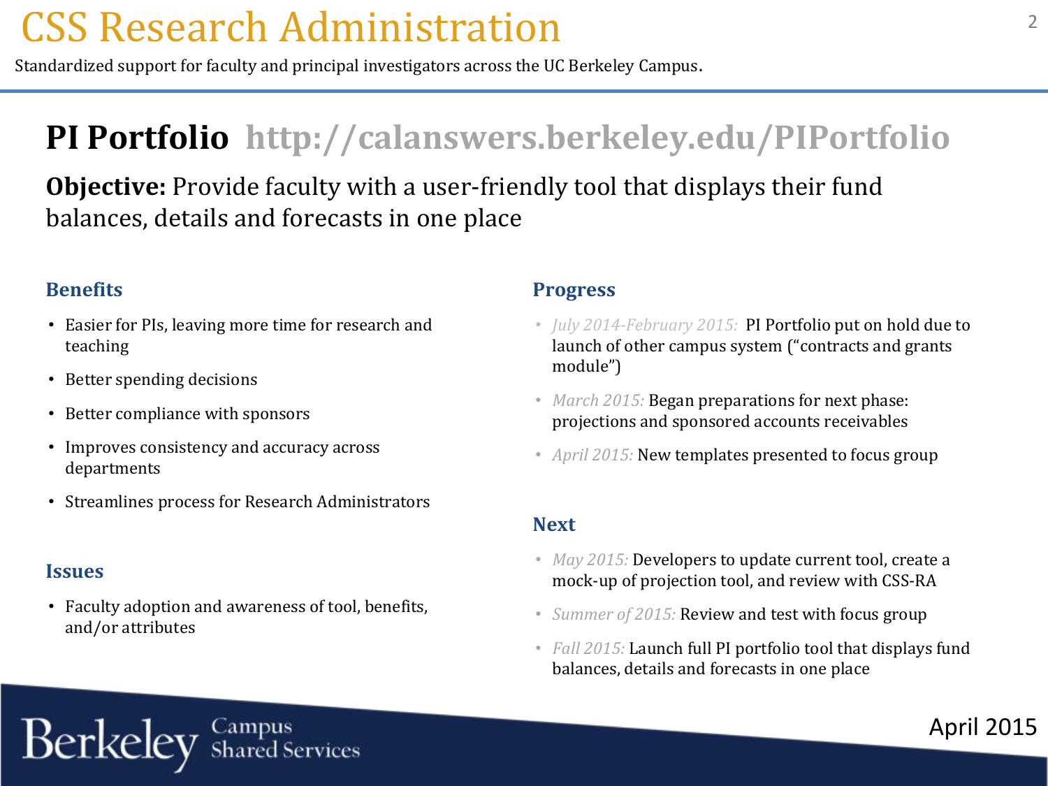# CSS Research Administration

Standardized support for faculty and principal investigators across the UC Berkeley Campus.

## PI Portfolio http://calanswers.berkeley.edu/PIPortfolio

**Objective:** Provide faculty with a user-friendly tool that displays their fund balances, details and forecasts in one place

### Benefits

- Easier for PIs, leaving more time for research and teaching
- Better spending decisions
- Better compliance with sponsors
- Improves consistency and accuracy across departments
- Streamlines process for Research Administrators

### Issues

- Faculty adoption and awareness of tool, benefits, and/or attributes

### Progress

- *July 2014-February 2015:* PI Portfolio put on hold due to launch of other campus system ("contracts and grants module")
- *March 2015:* Began preparations for next phase: projections and sponsored accounts receivables
- *April 2015:* New templates presented to focus group

### Next

- *May 2015:* Developers to update current tool, create a mock-up of projection tool, and review with CSS-RA
- *Summer of 2015:* Review and test with focus group
- *Fall 2015:* Launch full PI portfolio tool that displays fund balances, details and forecasts in one place

Berkeley Campus Shared Services

April 2015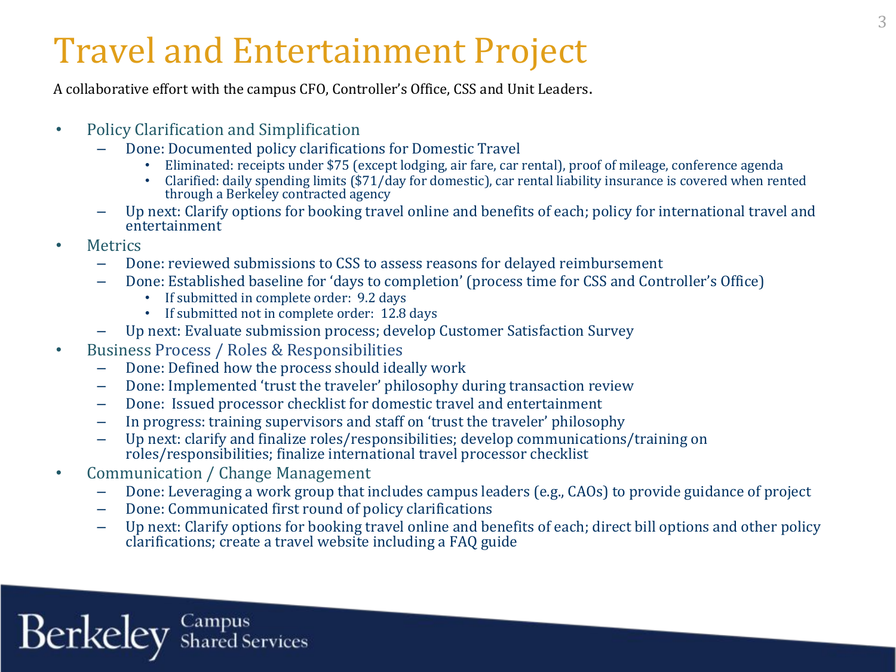# Travel and Entertainment Project

A collaborative effort with the campus CFO, Controller's Office, CSS and Unit Leaders.

- Policy Clarification and Simplification
  - Done: Documented policy clarifications for Domestic Travel
    - Eliminated: receipts under $75 (except lodging, air fare, car rental), proof of mileage, conference agenda
    - Clarified: daily spending limits ($71/day for domestic), car rental liability insurance is covered when rented through a Berkeley contracted agency
  - Up next: Clarify options for booking travel online and benefits of each; policy for international travel and entertainment
- Metrics
  - Done: reviewed submissions to CSS to assess reasons for delayed reimbursement
  - Done: Established baseline for 'days to completion' (process time for CSS and Controller's Office)
    - If submitted in complete order: 9.2 days
    - If submitted not in complete order: 12.8 days
  - Up next: Evaluate submission process; develop Customer Satisfaction Survey
- Business Process / Roles & Responsibilities
  - Done: Defined how the process should ideally work
  - Done: Implemented 'trust the traveler' philosophy during transaction review
  - Done: Issued processor checklist for domestic travel and entertainment
  - In progress: training supervisors and staff on 'trust the traveler' philosophy
  - Up next: clarify and finalize roles/responsibilities; develop communications/training on roles/responsibilities; finalize international travel processor checklist
- Communication / Change Management
  - Done: Leveraging a work group that includes campus leaders (e.g., CAOs) to provide guidance of project
  - Done: Communicated first round of policy clarifications
  - Up next: Clarify options for booking travel online and benefits of each; direct bill options and other policy clarifications; create a travel website including a FAQ guide

Berkeley Campus Shared Services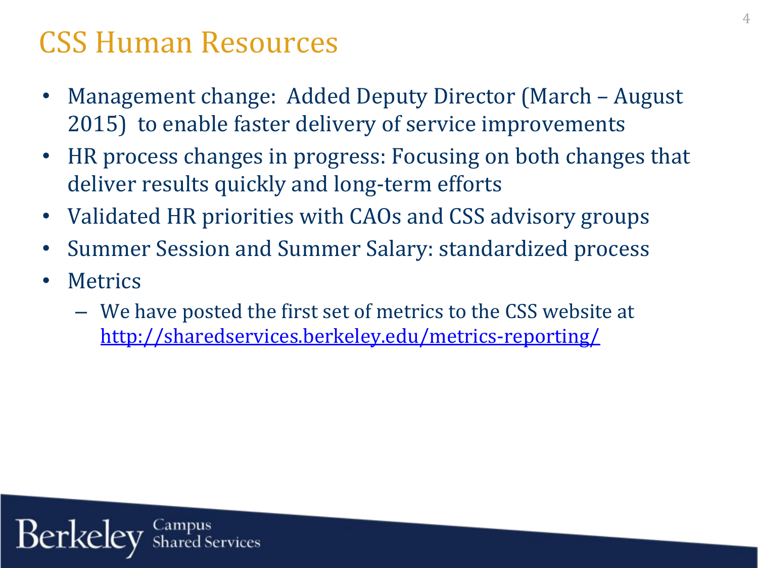# CSS Human Resources

- Management change: Added Deputy Director (March – August 2015) to enable faster delivery of service improvements
- HR process changes in progress: Focusing on both changes that deliver results quickly and long-term efforts
- Validated HR priorities with CAOs and CSS advisory groups
- Summer Session and Summer Salary: standardized process
- Metrics
  - We have posted the first set of metrics to the CSS website at http://sharedservices.berkeley.edu/metrics-reporting/

Berkeley Campus Shared Services